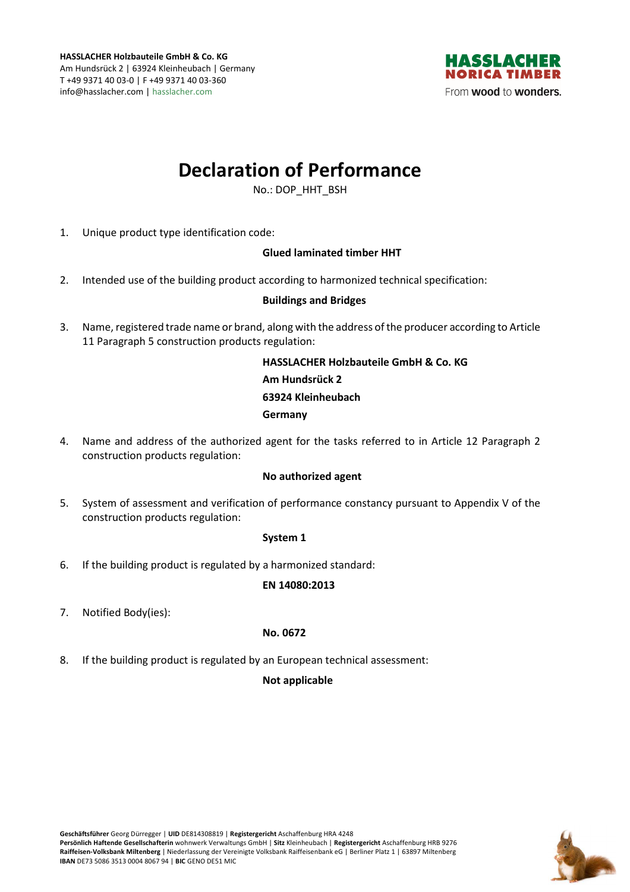**HASSLACHER Holzbauteile GmbH & Co. KG**
Am Hundsrück 2 | 63924 Kleinheubach | Germany
T +49 9371 40 03-0 | F +49 9371 40 03-360
info@hasslacher.com | hasslacher.com

HASSLACHER NORICA TIMBER
From **wood** to **wonders.**

# Declaration of Performance

No.: DOP_HHT_BSH

1. Unique product type identification code:

   **Glued laminated timber HHT**

2. Intended use of the building product according to harmonized technical specification:

   **Buildings and Bridges**

3. Name, registered trade name or brand, along with the address of the producer according to Article 11 Paragraph 5 construction products regulation:

   **HASSLACHER Holzbauteile GmbH & Co. KG**
   **Am Hundsrück 2**
   **63924 Kleinheubach**
   **Germany**

4. Name and address of the authorized agent for the tasks referred to in Article 12 Paragraph 2 construction products regulation:

   **No authorized agent**

5. System of assessment and verification of performance constancy pursuant to Appendix V of the construction products regulation:

   **System 1**

6. If the building product is regulated by a harmonized standard:

   **EN 14080:2013**

7. Notified Body(ies):

   **No. 0672**

8. If the building product is regulated by an European technical assessment:

   **Not applicable**

**Geschäftsführer** Georg Dürregger | **UID** DE814308819 | **Registergericht** Aschaffenburg HRA 4248
**Persönlich Haftende Gesellschafterin** wohnwerk Verwaltungs GmbH | **Sitz** Kleinheubach | **Registergericht** Aschaffenburg HRB 9276
**Raiffeisen-Volksbank Miltenberg** | Niederlassung der Vereinigte Volksbank Raiffeisenbank eG | Berliner Platz 1 | 63897 Miltenberg
**IBAN** DE73 5086 3513 0004 8067 94 | **BIC** GENO DE51 MIC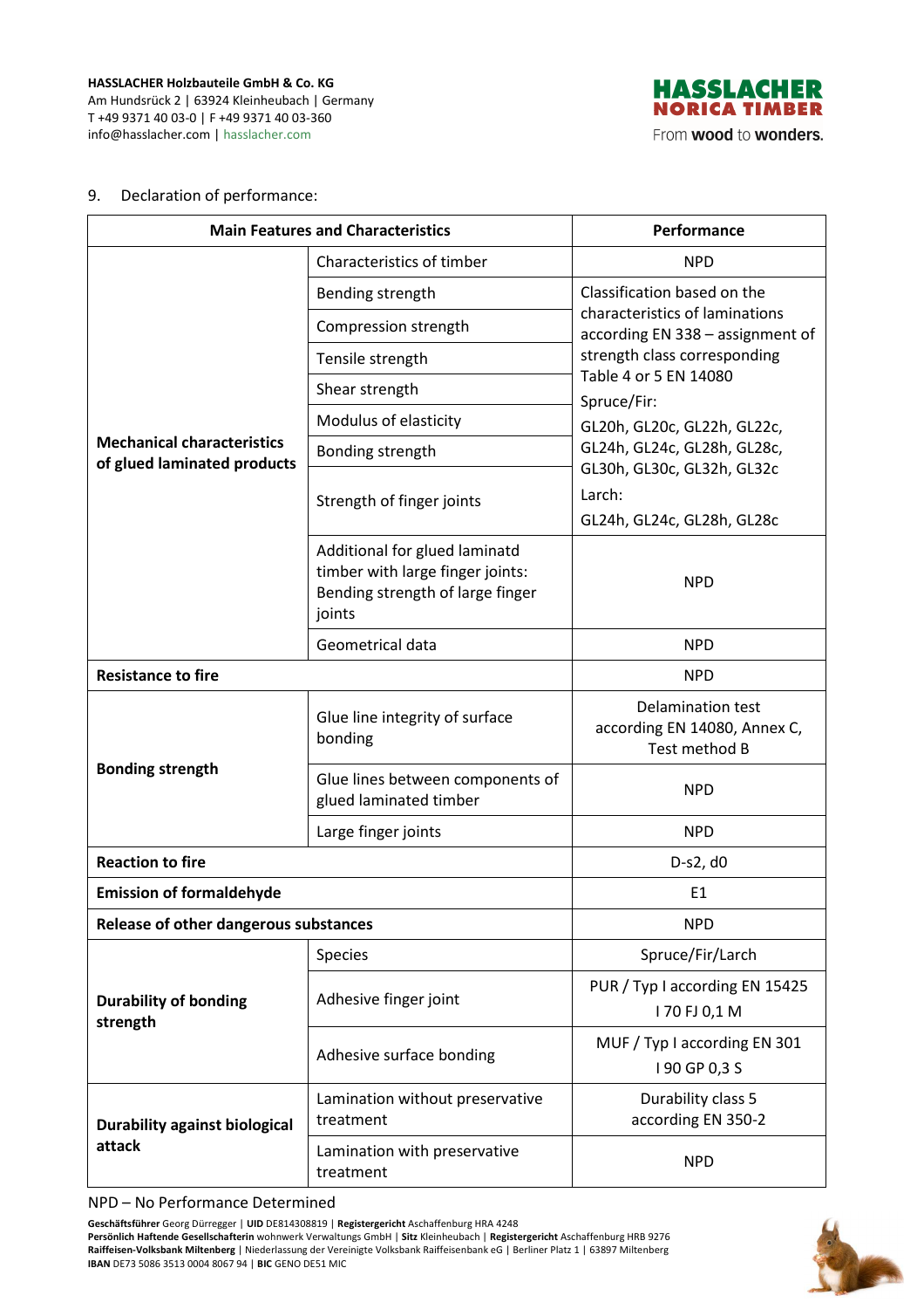9. Declaration of performance:

| Main Features and Characteristics | | Performance |
|---|---|---|
| **Mechanical characteristics of glued laminated products** | Characteristics of timber | NPD |
| | Bending strength | Classification based on the characteristics of laminations according EN 338 – assignment of strength class corresponding Table 4 or 5 EN 14080<br>Spruce/Fir:<br>GL20h, GL20c, GL22h, GL22c, GL24h, GL24c, GL28h, GL28c, GL30h, GL30c, GL32h, GL32c<br>Larch:<br>GL24h, GL24c, GL28h, GL28c |
| | Compression strength | |
| | Tensile strength | |
| | Shear strength | |
| | Modulus of elasticity | |
| | Bonding strength | |
| | Strength of finger joints | |
| | Additional for glued laminatd timber with large finger joints: Bending strength of large finger joints | NPD |
| | Geometrical data | NPD |
| **Resistance to fire** | | NPD |
| **Bonding strength** | Glue line integrity of surface bonding | Delamination test according EN 14080, Annex C, Test method B |
| | Glue lines between components of glued laminated timber | NPD |
| | Large finger joints | NPD |
| **Reaction to fire** | | D-s2, d0 |
| **Emission of formaldehyde** | | E1 |
| **Release of other dangerous substances** | | NPD |
| **Durability of bonding strength** | Species | Spruce/Fir/Larch |
| | Adhesive finger joint | PUR / Typ I according EN 15425<br>I 70 FJ 0,1 M |
| | Adhesive surface bonding | MUF / Typ I according EN 301<br>I 90 GP 0,3 S |
| **Durability against biological attack** | Lamination without preservative treatment | Durability class 5 according EN 350-2 |
| | Lamination with preservative treatment | NPD |

NPD – No Performance Determined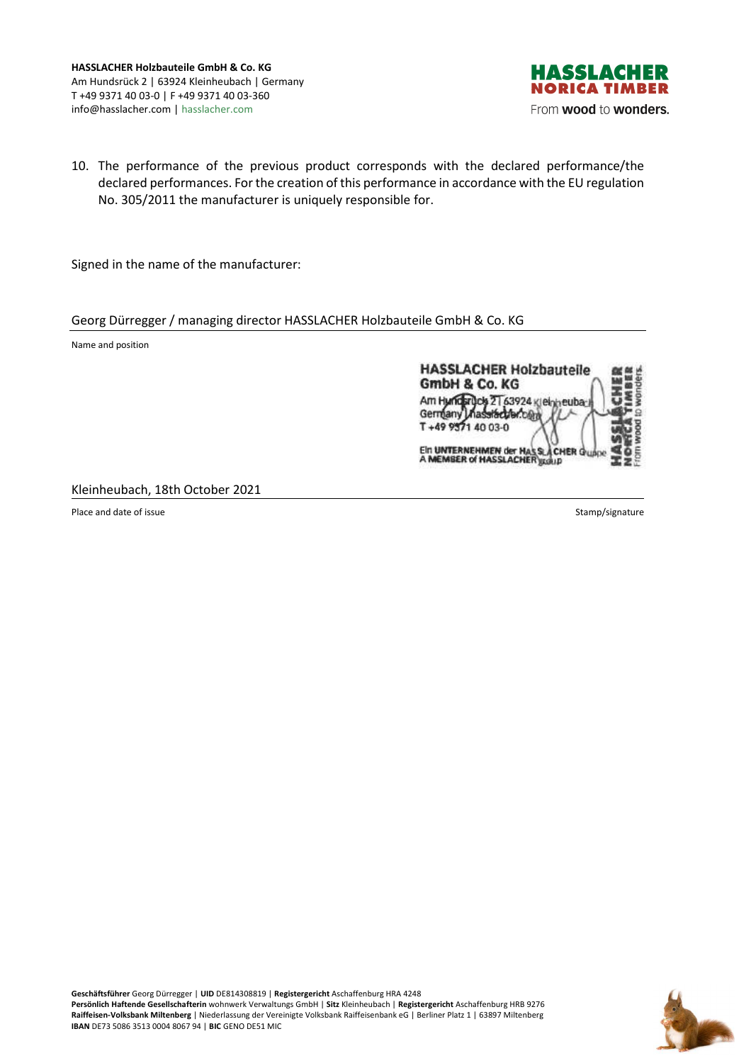10. The performance of the previous product corresponds with the declared performance/the declared performances. For the creation of this performance in accordance with the EU regulation No. 305/2011 the manufacturer is uniquely responsible for.

Signed in the name of the manufacturer:

Georg Dürregger / managing director HASSLACHER Holzbauteile GmbH & Co. KG

Name and position

HASSLACHER Holzbauteile GmbH & Co. KG
Am Hundsrück 2 | 63924 Kleinheubach
Germany | hasslacher.com
T +49 9371 40 03-0
Ein UNTERNEHMEN der HASSLACHER Gruppe
A MEMBER of HASSLACHER group

Kleinheubach, 18th October 2021

Place and date of issue

Stamp/signature